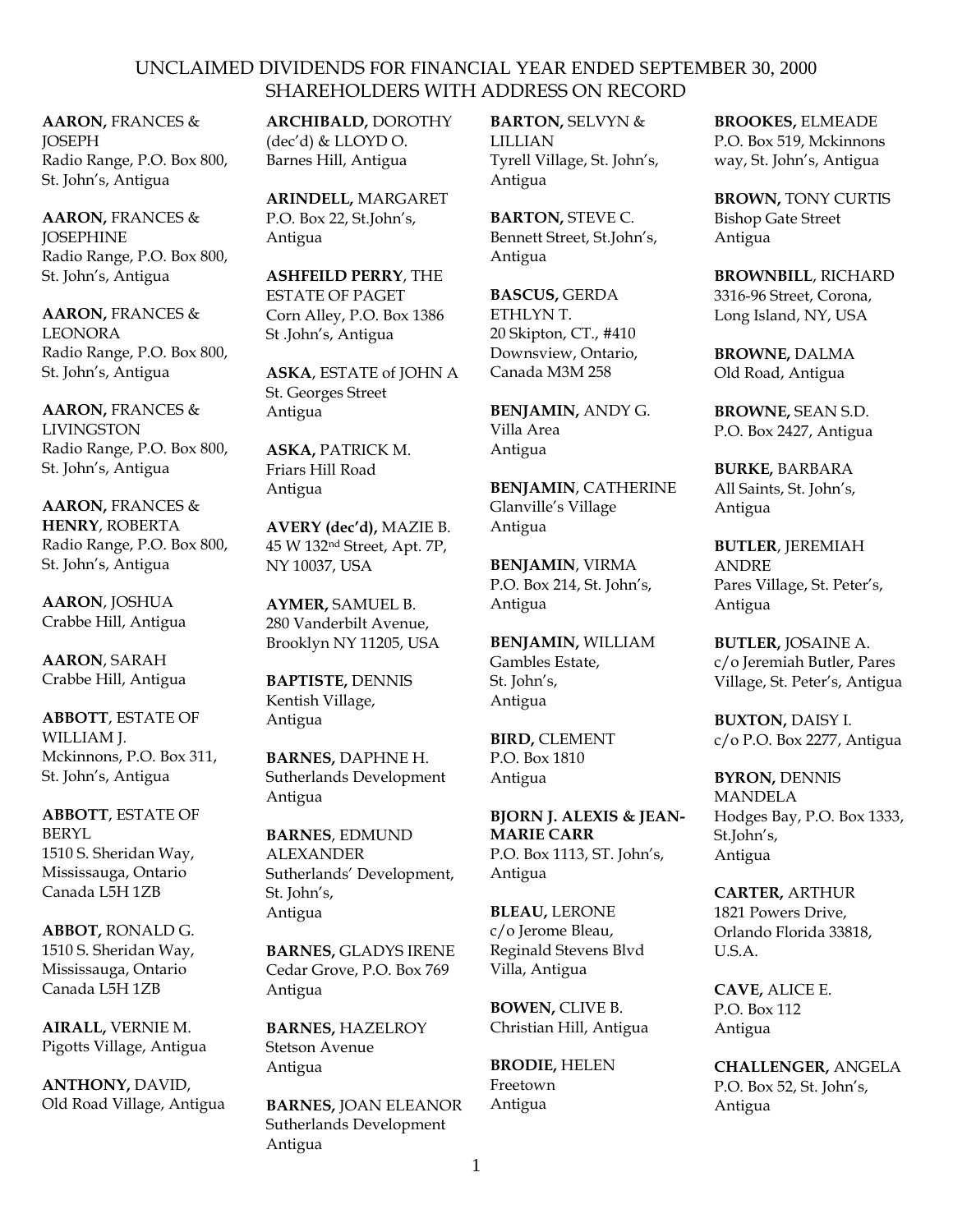# UNCLAIMED DIVIDENDS FOR FINANCIAL YEAR ENDED SEPTEMBER 30, 2000
## SHAREHOLDERS WITH ADDRESS ON RECORD

**AARON,** FRANCES & JOSEPH
Radio Range, P.O. Box 800, St. John's, Antigua

**AARON,** FRANCES & JOSEPHINE
Radio Range, P.O. Box 800, St. John's, Antigua

**AARON,** FRANCES & LEONORA
Radio Range, P.O. Box 800, St. John's, Antigua

**AARON,** FRANCES & LIVINGSTON
Radio Range, P.O. Box 800, St. John's, Antigua

**AARON,** FRANCES & **HENRY**, ROBERTA
Radio Range, P.O. Box 800, St. John's, Antigua

**AARON**, JOSHUA
Crabbe Hill, Antigua

**AARON**, SARAH
Crabbe Hill, Antigua

**ABBOTT**, ESTATE OF WILLIAM J.
Mckinnons, P.O. Box 311, St. John's, Antigua

**ABBOTT**, ESTATE OF BERYL
1510 S. Sheridan Way, Mississauga, Ontario Canada L5H 1ZB

**ABBOT,** RONALD G.
1510 S. Sheridan Way, Mississauga, Ontario Canada L5H 1ZB

**AIRALL,** VERNIE M.
Pigotts Village, Antigua

**ANTHONY,** DAVID,
Old Road Village, Antigua

**ARCHIBALD,** DOROTHY (dec'd) & LLOYD O.
Barnes Hill, Antigua

**ARINDELL,** MARGARET
P.O. Box 22, St.John's, Antigua

**ASHFEILD PERRY**, THE ESTATE OF PAGET
Corn Alley, P.O. Box 1386 St .John's, Antigua

**ASKA**, ESTATE of JOHN A
St. Georges Street Antigua

**ASKA,** PATRICK M.
Friars Hill Road Antigua

**AVERY (dec'd),** MAZIE B.
45 W 132nd Street, Apt. 7P, NY 10037, USA

**AYMER,** SAMUEL B.
280 Vanderbilt Avenue, Brooklyn NY 11205, USA

**BAPTISTE,** DENNIS
Kentish Village, Antigua

**BARNES,** DAPHNE H.
Sutherlands Development Antigua

**BARNES**, EDMUND ALEXANDER
Sutherlands' Development, St. John's, Antigua

**BARNES,** GLADYS IRENE
Cedar Grove, P.O. Box 769 Antigua

**BARNES,** HAZELROY
Stetson Avenue Antigua

**BARNES,** JOAN ELEANOR
Sutherlands Development Antigua

**BARTON,** SELVYN & LILLIAN
Tyrell Village, St. John's, Antigua

**BARTON,** STEVE C.
Bennett Street, St.John's, Antigua

**BASCUS,** GERDA ETHLYN T.
20 Skipton, CT., #410 Downsview, Ontario, Canada M3M 258

**BENJAMIN,** ANDY G.
Villa Area Antigua

**BENJAMIN**, CATHERINE
Glanville's Village Antigua

**BENJAMIN**, VIRMA
P.O. Box 214, St. John's, Antigua

**BENJAMIN,** WILLIAM
Gambles Estate, St. John's, Antigua

**BIRD,** CLEMENT
P.O. Box 1810 Antigua

**BJORN J. ALEXIS & JEAN-MARIE CARR**
P.O. Box 1113, ST. John's, Antigua

**BLEAU,** LERONE
c/o Jerome Bleau, Reginald Stevens Blvd Villa, Antigua

**BOWEN,** CLIVE B.
Christian Hill, Antigua

**BRODIE,** HELEN
Freetown Antigua

**BROOKES,** ELMEADE
P.O. Box 519, Mckinnons way, St. John's, Antigua

**BROWN,** TONY CURTIS
Bishop Gate Street Antigua

**BROWNBILL**, RICHARD
3316-96 Street, Corona, Long Island, NY, USA

**BROWNE,** DALMA
Old Road, Antigua

**BROWNE,** SEAN S.D.
P.O. Box 2427, Antigua

**BURKE,** BARBARA
All Saints, St. John's, Antigua

**BUTLER**, JEREMIAH ANDRE
Pares Village, St. Peter's, Antigua

**BUTLER,** JOSAINE A.
c/o Jeremiah Butler, Pares Village, St. Peter's, Antigua

**BUXTON,** DAISY I.
c/o P.O. Box 2277, Antigua

**BYRON,** DENNIS MANDELA
Hodges Bay, P.O. Box 1333, St.John's, Antigua

**CARTER,** ARTHUR
1821 Powers Drive, Orlando Florida 33818, U.S.A.

**CAVE,** ALICE E.
P.O. Box 112 Antigua

**CHALLENGER,** ANGELA
P.O. Box 52, St. John's, Antigua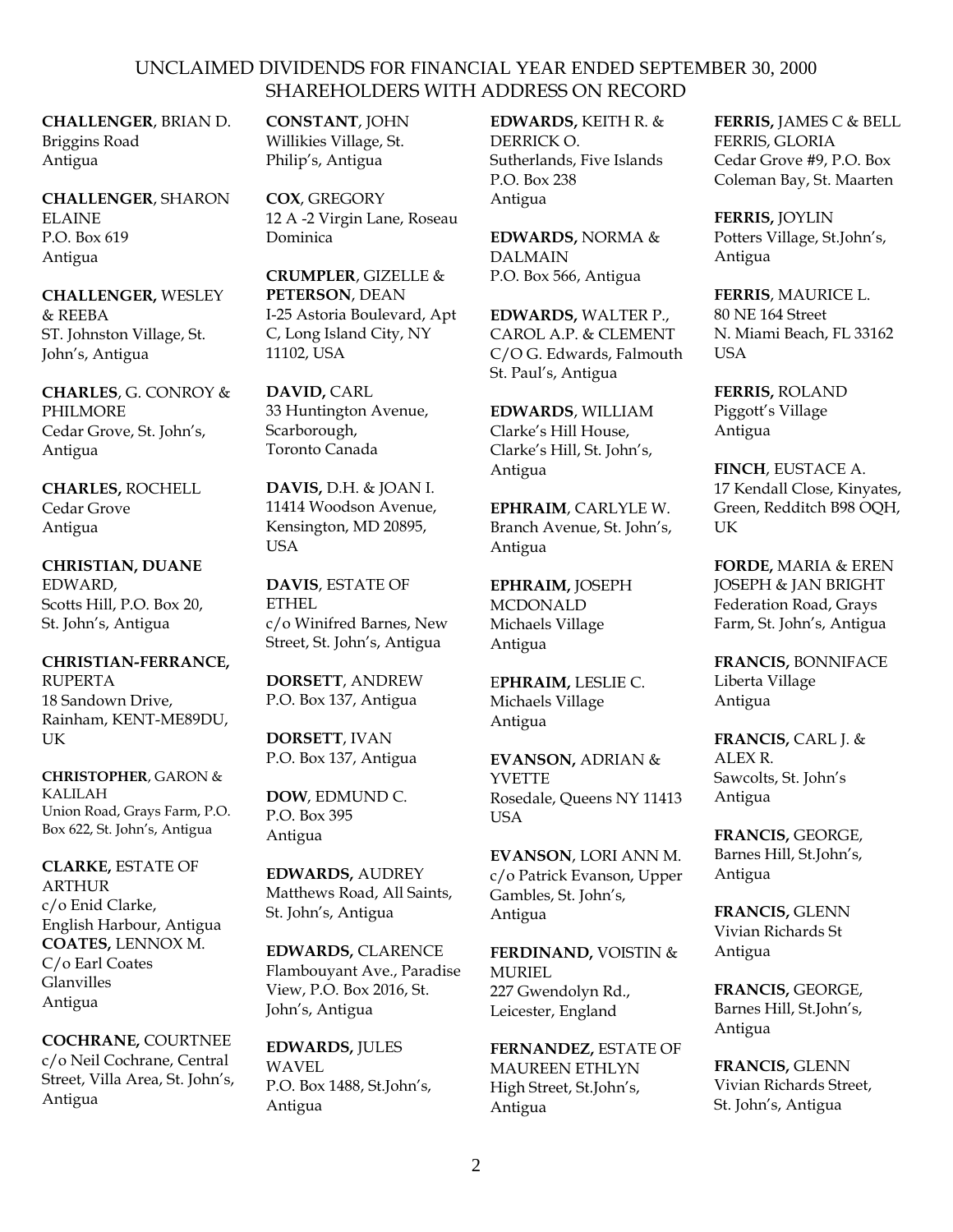# UNCLAIMED DIVIDENDS FOR FINANCIAL YEAR ENDED SEPTEMBER 30, 2000
## SHAREHOLDERS WITH ADDRESS ON RECORD

**CHALLENGER**, BRIAN D.
Briggins Road
Antigua

**CHALLENGER**, SHARON ELAINE
P.O. Box 619
Antigua

**CHALLENGER,** WESLEY & REEBA
ST. Johnston Village, St. John's, Antigua

**CHARLES**, G. CONROY & PHILMORE
Cedar Grove, St. John's, Antigua

**CHARLES,** ROCHELL
Cedar Grove
Antigua

**CHRISTIAN, DUANE** EDWARD,
Scotts Hill, P.O. Box 20, St. John's, Antigua

**CHRISTIAN-FERRANCE,** RUPERTA
18 Sandown Drive, Rainham, KENT-ME89DU, UK

**CHRISTOPHER**, GARON & KALILAH
Union Road, Grays Farm, P.O. Box 622, St. John's, Antigua

**CLARKE,** ESTATE OF ARTHUR
c/o Enid Clarke, English Harbour, Antigua

**COATES,** LENNOX M.
C/o Earl Coates
Glanvilles
Antigua

**COCHRANE,** COURTNEE
c/o Neil Cochrane, Central Street, Villa Area, St. John's, Antigua

**CONSTANT**, JOHN
Willikies Village, St. Philip's, Antigua

**COX**, GREGORY
12 A -2 Virgin Lane, Roseau
Dominica

**CRUMPLER**, GIZELLE & **PETERSON**, DEAN
I-25 Astoria Boulevard, Apt C, Long Island City, NY 11102, USA

**DAVID,** CARL
33 Huntington Avenue, Scarborough, Toronto Canada

**DAVIS,** D.H. & JOAN I.
11414 Woodson Avenue, Kensington, MD 20895, USA

**DAVIS**, ESTATE OF ETHEL
c/o Winifred Barnes, New Street, St. John's, Antigua

**DORSETT**, ANDREW
P.O. Box 137, Antigua

**DORSETT**, IVAN
P.O. Box 137, Antigua

**DOW**, EDMUND C.
P.O. Box 395
Antigua

**EDWARDS,** AUDREY
Matthews Road, All Saints, St. John's, Antigua

**EDWARDS,** CLARENCE
Flambouyant Ave., Paradise View, P.O. Box 2016, St. John's, Antigua

**EDWARDS,** JULES WAVEL
P.O. Box 1488, St.John's, Antigua

**EDWARDS,** KEITH R. & DERRICK O.
Sutherlands, Five Islands
P.O. Box 238
Antigua

**EDWARDS,** NORMA & DALMAIN
P.O. Box 566, Antigua

**EDWARDS,** WALTER P., CAROL A.P. & CLEMENT
C/O G. Edwards, Falmouth St. Paul's, Antigua

**EDWARDS**, WILLIAM
Clarke's Hill House, Clarke's Hill, St. John's, Antigua

**EPHRAIM**, CARLYLE W.
Branch Avenue, St. John's, Antigua

**EPHRAIM,** JOSEPH MCDONALD
Michaels Village
Antigua

**EPHRAIM,** LESLIE C.
Michaels Village
Antigua

**EVANSON,** ADRIAN & YVETTE
Rosedale, Queens NY 11413 USA

**EVANSON**, LORI ANN M.
c/o Patrick Evanson, Upper Gambles, St. John's, Antigua

**FERDINAND,** VOISTIN & MURIEL
227 Gwendolyn Rd., Leicester, England

**FERNANDEZ,** ESTATE OF MAUREEN ETHLYN
High Street, St.John's, Antigua

**FERRIS,** JAMES C & BELL FERRIS, GLORIA
Cedar Grove #9, P.O. Box Coleman Bay, St. Maarten

**FERRIS,** JOYLIN
Potters Village, St.John's, Antigua

**FERRIS**, MAURICE L.
80 NE 164 Street
N. Miami Beach, FL 33162 USA

**FERRIS,** ROLAND
Piggott's Village
Antigua

**FINCH**, EUSTACE A.
17 Kendall Close, Kinyates, Green, Redditch B98 OQH, UK

**FORDE,** MARIA & EREN JOSEPH & JAN BRIGHT
Federation Road, Grays Farm, St. John's, Antigua

**FRANCIS,** BONNIFACE
Liberta Village
Antigua

**FRANCIS,** CARL J. & ALEX R.
Sawcolts, St. John's
Antigua

**FRANCIS,** GEORGE,
Barnes Hill, St.John's, Antigua

**FRANCIS,** GLENN
Vivian Richards St
Antigua

**FRANCIS,** GEORGE,
Barnes Hill, St.John's, Antigua

**FRANCIS,** GLENN
Vivian Richards Street, St. John's, Antigua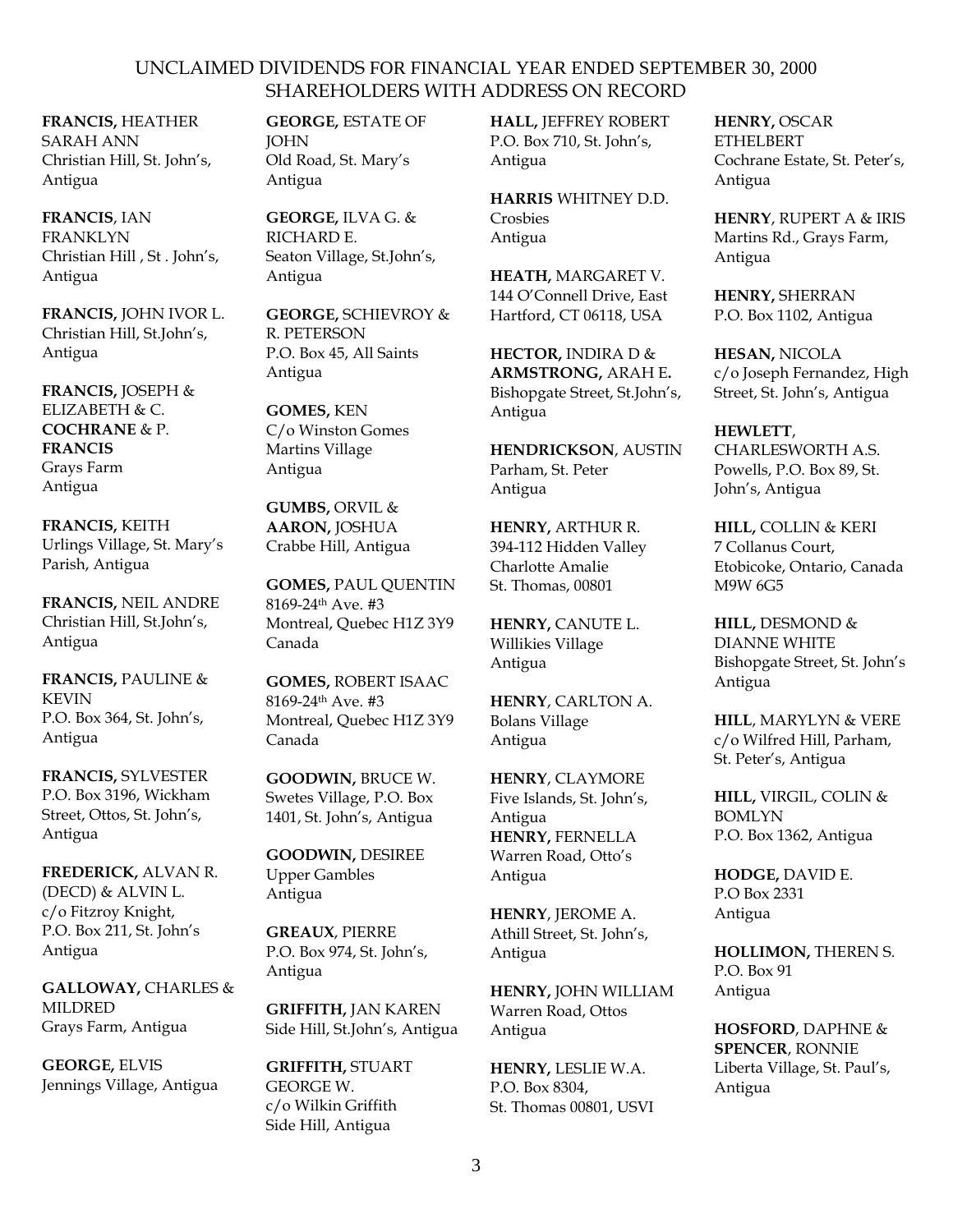UNCLAIMED DIVIDENDS FOR FINANCIAL YEAR ENDED SEPTEMBER 30, 2000
SHAREHOLDERS WITH ADDRESS ON RECORD

**FRANCIS,** HEATHER SARAH ANN
Christian Hill, St. John's, Antigua

**FRANCIS**, IAN FRANKLYN
Christian Hill , St . John's, Antigua

**FRANCIS,** JOHN IVOR L.
Christian Hill, St.John's, Antigua

**FRANCIS,** JOSEPH & ELIZABETH & C. **COCHRANE** & P. **FRANCIS**
Grays Farm
Antigua

**FRANCIS,** KEITH
Urlings Village, St. Mary's Parish, Antigua

**FRANCIS,** NEIL ANDRE
Christian Hill, St.John's, Antigua

**FRANCIS,** PAULINE & KEVIN
P.O. Box 364, St. John's, Antigua

**FRANCIS,** SYLVESTER
P.O. Box 3196, Wickham Street, Ottos, St. John's, Antigua

**FREDERICK,** ALVAN R. (DECD) & ALVIN L.
c/o Fitzroy Knight, P.O. Box 211, St. John's Antigua

**GALLOWAY,** CHARLES & MILDRED
Grays Farm, Antigua

**GEORGE,** ELVIS
Jennings Village, Antigua

**GEORGE,** ESTATE OF JOHN
Old Road, St. Mary's Antigua

**GEORGE,** ILVA G. & RICHARD E.
Seaton Village, St.John's, Antigua

**GEORGE,** SCHIEVROY & R. PETERSON
P.O. Box 45, All Saints Antigua

**GOMES,** KEN
C/o Winston Gomes
Martins Village
Antigua

**GUMBS,** ORVIL & **AARON,** JOSHUA
Crabbe Hill, Antigua

**GOMES,** PAUL QUENTIN
8169-24th Ave. #3
Montreal, Quebec H1Z 3Y9
Canada

**GOMES,** ROBERT ISAAC
8169-24th Ave. #3
Montreal, Quebec H1Z 3Y9
Canada

**GOODWIN,** BRUCE W.
Swetes Village, P.O. Box 1401, St. John's, Antigua

**GOODWIN,** DESIREE
Upper Gambles
Antigua

**GREAUX**, PIERRE
P.O. Box 974, St. John's, Antigua

**GRIFFITH,** JAN KAREN
Side Hill, St.John's, Antigua

**GRIFFITH,** STUART GEORGE W.
c/o Wilkin Griffith
Side Hill, Antigua

**HALL,** JEFFREY ROBERT
P.O. Box 710, St. John's, Antigua

**HARRIS** WHITNEY D.D.
Crosbies
Antigua

**HEATH,** MARGARET V.
144 O'Connell Drive, East Hartford, CT 06118, USA

**HECTOR,** INDIRA D & **ARMSTRONG,** ARAH E**.**
Bishopgate Street, St.John's, Antigua

**HENDRICKSON**, AUSTIN
Parham, St. Peter
Antigua

**HENRY,** ARTHUR R.
394-112 Hidden Valley
Charlotte Amalie
St. Thomas, 00801

**HENRY,** CANUTE L.
Willikies Village
Antigua

**HENRY**, CARLTON A.
Bolans Village
Antigua

**HENRY**, CLAYMORE
Five Islands, St. John's, Antigua

**HENRY,** FERNELLA
Warren Road, Otto's
Antigua

**HENRY**, JEROME A.
Athill Street, St. John's, Antigua

**HENRY,** JOHN WILLIAM
Warren Road, Ottos
Antigua

**HENRY,** LESLIE W.A.
P.O. Box 8304,
St. Thomas 00801, USVI

**HENRY,** OSCAR ETHELBERT
Cochrane Estate, St. Peter's, Antigua

**HENRY**, RUPERT A & IRIS
Martins Rd., Grays Farm, Antigua

**HENRY,** SHERRAN
P.O. Box 1102, Antigua

**HESAN,** NICOLA
c/o Joseph Fernandez, High Street, St. John's, Antigua

**HEWLETT**, CHARLESWORTH A.S.
Powells, P.O. Box 89, St. John's, Antigua

**HILL,** COLLIN & KERI
7 Collanus Court, Etobicoke, Ontario, Canada M9W 6G5

**HILL,** DESMOND & DIANNE WHITE
Bishopgate Street, St. John's Antigua

**HILL**, MARYLYN & VERE
c/o Wilfred Hill, Parham, St. Peter's, Antigua

**HILL,** VIRGIL, COLIN & BOMLYN
P.O. Box 1362, Antigua

**HODGE,** DAVID E.
P.O Box 2331
Antigua

**HOLLIMON,** THEREN S.
P.O. Box 91
Antigua

**HOSFORD**, DAPHNE & **SPENCER**, RONNIE
Liberta Village, St. Paul's, Antigua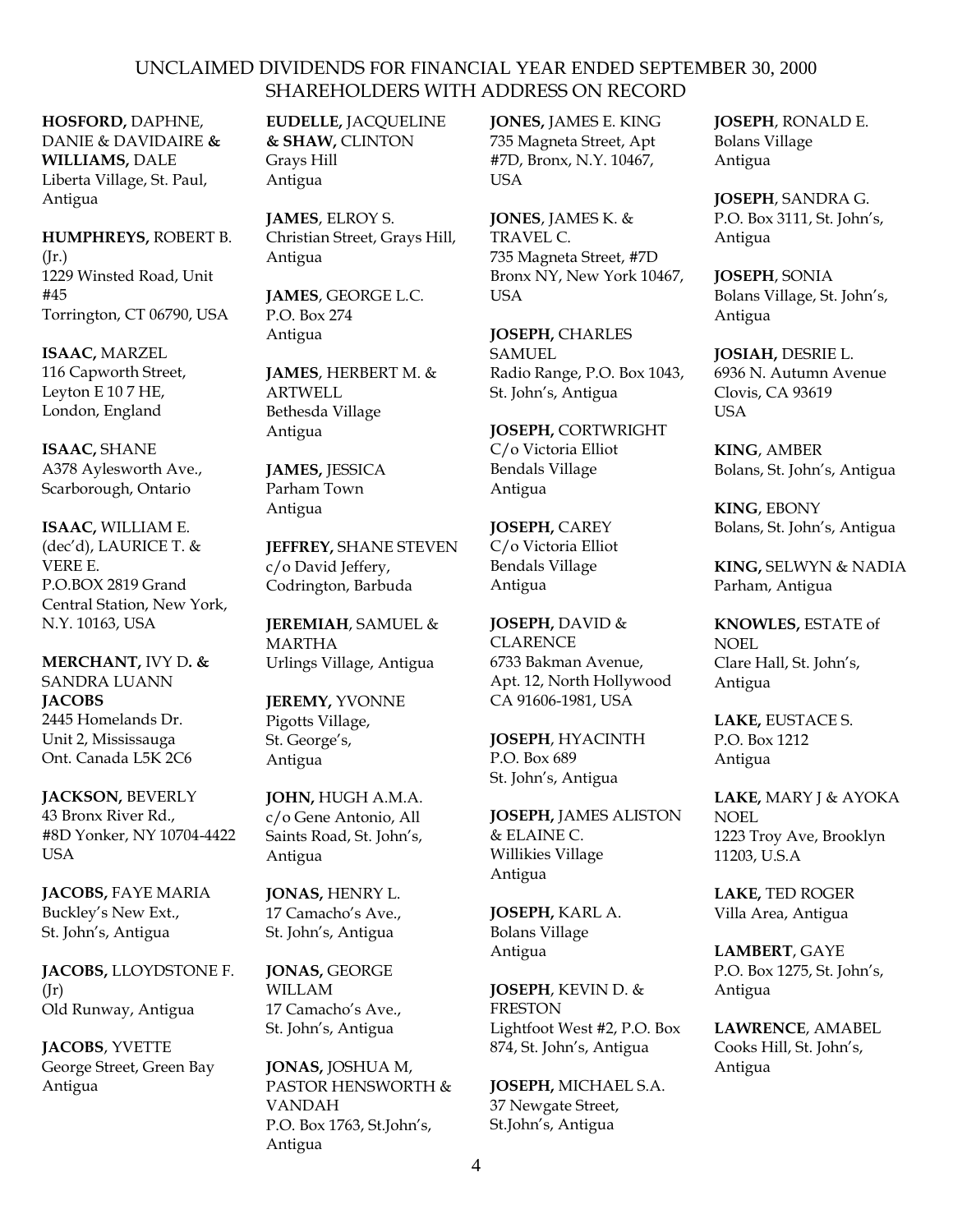# UNCLAIMED DIVIDENDS FOR FINANCIAL YEAR ENDED SEPTEMBER 30, 2000
## SHAREHOLDERS WITH ADDRESS ON RECORD

**HOSFORD,** DAPHNE, DANIE & DAVIDAIRE **& WILLIAMS,** DALE
Liberta Village, St. Paul, Antigua

**HUMPHREYS,** ROBERT B. (Jr.)
1229 Winsted Road, Unit #45
Torrington, CT 06790, USA

**ISAAC,** MARZEL
116 Capworth Street, Leyton E 10 7 HE, London, England

**ISAAC,** SHANE
A378 Aylesworth Ave., Scarborough, Ontario

**ISAAC,** WILLIAM E. (dec'd), LAURICE T. & VERE E.
P.O.BOX 2819 Grand Central Station, New York, N.Y. 10163, USA

**MERCHANT,** IVY D**. &** SANDRA LUANN **JACOBS**
2445 Homelands Dr. Unit 2, Mississauga Ont. Canada L5K 2C6

**JACKSON,** BEVERLY
43 Bronx River Rd., #8D Yonker, NY 10704-4422 USA

**JACOBS,** FAYE MARIA
Buckley's New Ext., St. John's, Antigua

**JACOBS,** LLOYDSTONE F. (Jr)
Old Runway, Antigua

**JACOBS**, YVETTE
George Street, Green Bay Antigua

**EUDELLE,** JACQUELINE **& SHAW,** CLINTON
Grays Hill
Antigua

**JAMES**, ELROY S.
Christian Street, Grays Hill, Antigua

**JAMES**, GEORGE L.C.
P.O. Box 274
Antigua

**JAMES**, HERBERT M. & ARTWELL
Bethesda Village
Antigua

**JAMES,** JESSICA
Parham Town
Antigua

**JEFFREY,** SHANE STEVEN
c/o David Jeffery, Codrington, Barbuda

**JEREMIAH**, SAMUEL & MARTHA
Urlings Village, Antigua

**JEREMY,** YVONNE
Pigotts Village, St. George's, Antigua

**JOHN,** HUGH A.M.A.
c/o Gene Antonio, All Saints Road, St. John's, Antigua

**JONAS,** HENRY L.
17 Camacho's Ave., St. John's, Antigua

**JONAS,** GEORGE WILLAM
17 Camacho's Ave., St. John's, Antigua

**JONAS,** JOSHUA M, PASTOR HENSWORTH & VANDAH
P.O. Box 1763, St.John's, Antigua

**JONES,** JAMES E. KING
735 Magneta Street, Apt #7D, Bronx, N.Y. 10467, USA

**JONES**, JAMES K. & TRAVEL C.
735 Magneta Street, #7D Bronx NY, New York 10467, USA

**JOSEPH,** CHARLES SAMUEL
Radio Range, P.O. Box 1043, St. John's, Antigua

**JOSEPH,** CORTWRIGHT
C/o Victoria Elliot
Bendals Village
Antigua

**JOSEPH,** CAREY
C/o Victoria Elliot
Bendals Village
Antigua

**JOSEPH,** DAVID & CLARENCE
6733 Bakman Avenue, Apt. 12, North Hollywood CA 91606-1981, USA

**JOSEPH**, HYACINTH
P.O. Box 689
St. John's, Antigua

**JOSEPH,** JAMES ALISTON & ELAINE C.
Willikies Village
Antigua

**JOSEPH,** KARL A.
Bolans Village
Antigua

**JOSEPH**, KEVIN D. & FRESTON
Lightfoot West #2, P.O. Box 874, St. John's, Antigua

**JOSEPH,** MICHAEL S.A.
37 Newgate Street, St.John's, Antigua

**JOSEPH**, RONALD E.
Bolans Village
Antigua

**JOSEPH**, SANDRA G.
P.O. Box 3111, St. John's, Antigua

**JOSEPH**, SONIA
Bolans Village, St. John's, Antigua

**JOSIAH,** DESRIE L.
6936 N. Autumn Avenue
Clovis, CA 93619
USA

**KING**, AMBER
Bolans, St. John's, Antigua

**KING**, EBONY
Bolans, St. John's, Antigua

**KING,** SELWYN & NADIA
Parham, Antigua

**KNOWLES,** ESTATE of NOEL
Clare Hall, St. John's, Antigua

**LAKE,** EUSTACE S.
P.O. Box 1212
Antigua

**LAKE,** MARY J & AYOKA NOEL
1223 Troy Ave, Brooklyn 11203, U.S.A

**LAKE,** TED ROGER
Villa Area, Antigua

**LAMBERT**, GAYE
P.O. Box 1275, St. John's, Antigua

**LAWRENCE**, AMABEL
Cooks Hill, St. John's, Antigua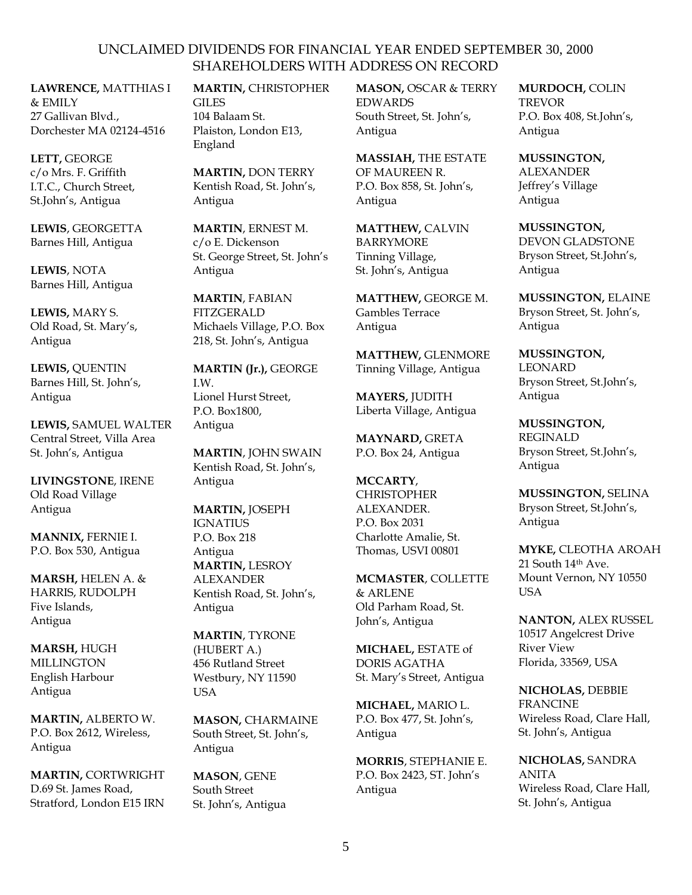UNCLAIMED DIVIDENDS FOR FINANCIAL YEAR ENDED SEPTEMBER 30, 2000
SHAREHOLDERS WITH ADDRESS ON RECORD

**LAWRENCE,** MATTHIAS I & EMILY
27 Gallivan Blvd.,
Dorchester MA 02124-4516

**LETT,** GEORGE
c/o Mrs. F. Griffith
I.T.C., Church Street,
St.John's, Antigua

**LEWIS**, GEORGETTA
Barnes Hill, Antigua

**LEWIS**, NOTA
Barnes Hill, Antigua

**LEWIS,** MARY S.
Old Road, St. Mary's,
Antigua

**LEWIS,** QUENTIN
Barnes Hill, St. John's,
Antigua

**LEWIS,** SAMUEL WALTER
Central Street, Villa Area
St. John's, Antigua

**LIVINGSTONE**, IRENE
Old Road Village
Antigua

**MANNIX,** FERNIE I.
P.O. Box 530, Antigua

**MARSH,** HELEN A. & HARRIS, RUDOLPH
Five Islands,
Antigua

**MARSH,** HUGH MILLINGTON
English Harbour
Antigua

**MARTIN,** ALBERTO W.
P.O. Box 2612, Wireless,
Antigua

**MARTIN,** CORTWRIGHT
D.69 St. James Road,
Stratford, London E15 IRN

**MARTIN,** CHRISTOPHER GILES
104 Balaam St.
Plaiston, London E13,
England

**MARTIN,** DON TERRY
Kentish Road, St. John's,
Antigua

**MARTIN**, ERNEST M.
c/o E. Dickenson
St. George Street, St. John's
Antigua

**MARTIN**, FABIAN FITZGERALD
Michaels Village, P.O. Box 218, St. John's, Antigua

**MARTIN (Jr.),** GEORGE I.W.
Lionel Hurst Street,
P.O. Box1800,
Antigua

**MARTIN**, JOHN SWAIN
Kentish Road, St. John's,
Antigua

**MARTIN,** JOSEPH IGNATIUS
P.O. Box 218
Antigua

**MARTIN,** LESROY ALEXANDER
Kentish Road, St. John's,
Antigua

**MARTIN**, TYRONE (HUBERT A.)
456 Rutland Street
Westbury, NY 11590
USA

**MASON,** CHARMAINE
South Street, St. John's,
Antigua

**MASON**, GENE
South Street
St. John's, Antigua

**MASON,** OSCAR & TERRY EDWARDS
South Street, St. John's,
Antigua

**MASSIAH,** THE ESTATE OF MAUREEN R.
P.O. Box 858, St. John's,
Antigua

**MATTHEW,** CALVIN BARRYMORE
Tinning Village,
St. John's, Antigua

**MATTHEW,** GEORGE M.
Gambles Terrace
Antigua

**MATTHEW,** GLENMORE
Tinning Village, Antigua

**MAYERS,** JUDITH
Liberta Village, Antigua

**MAYNARD,** GRETA
P.O. Box 24, Antigua

**MCCARTY**, CHRISTOPHER ALEXANDER.
P.O. Box 2031
Charlotte Amalie, St.
Thomas, USVI 00801

**MCMASTER**, COLLETTE & ARLENE
Old Parham Road, St.
John's, Antigua

**MICHAEL,** ESTATE of DORIS AGATHA
St. Mary's Street, Antigua

**MICHAEL,** MARIO L.
P.O. Box 477, St. John's,
Antigua

**MORRIS**, STEPHANIE E.
P.O. Box 2423, ST. John's
Antigua

**MURDOCH,** COLIN TREVOR
P.O. Box 408, St.John's,
Antigua

**MUSSINGTON,** ALEXANDER
Jeffrey's Village
Antigua

**MUSSINGTON,** DEVON GLADSTONE
Bryson Street, St.John's,
Antigua

**MUSSINGTON,** ELAINE
Bryson Street, St. John's,
Antigua

**MUSSINGTON,** LEONARD
Bryson Street, St.John's,
Antigua

**MUSSINGTON,** REGINALD
Bryson Street, St.John's,
Antigua

**MUSSINGTON,** SELINA
Bryson Street, St.John's,
Antigua

**MYKE,** CLEOTHA AROAH
21 South 14th Ave.
Mount Vernon, NY 10550
USA

**NANTON,** ALEX RUSSEL
10517 Angelcrest Drive
River View
Florida, 33569, USA

**NICHOLAS,** DEBBIE FRANCINE
Wireless Road, Clare Hall,
St. John's, Antigua

**NICHOLAS,** SANDRA ANITA
Wireless Road, Clare Hall,
St. John's, Antigua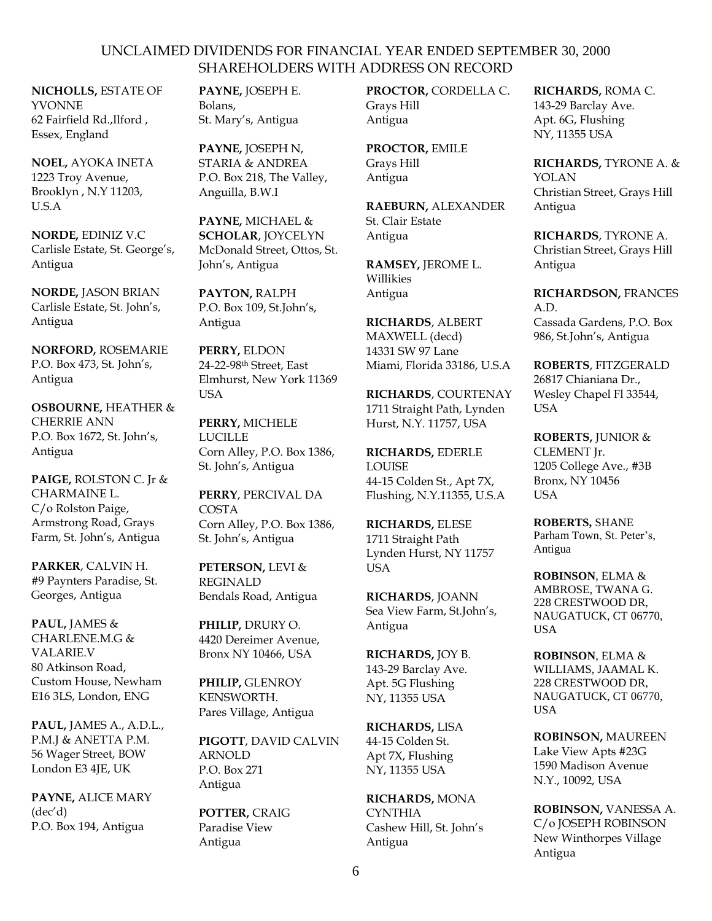# UNCLAIMED DIVIDENDS FOR FINANCIAL YEAR ENDED SEPTEMBER 30, 2000
## SHAREHOLDERS WITH ADDRESS ON RECORD

**NICHOLLS,** ESTATE OF YVONNE
62 Fairfield Rd.,Ilford ,
Essex, England

**NOEL,** AYOKA INETA
1223 Troy Avenue,
Brooklyn , N.Y 11203,
U.S.A

**NORDE,** EDINIZ V.C
Carlisle Estate, St. George's,
Antigua

**NORDE,** JASON BRIAN
Carlisle Estate, St. John's,
Antigua

**NORFORD,** ROSEMARIE
P.O. Box 473, St. John's,
Antigua

**OSBOURNE,** HEATHER & CHERRIE ANN
P.O. Box 1672, St. John's,
Antigua

**PAIGE,** ROLSTON C. Jr & CHARMAINE L.
C/o Rolston Paige,
Armstrong Road, Grays
Farm, St. John's, Antigua

**PARKER**, CALVIN H.
#9 Paynters Paradise, St.
Georges, Antigua

**PAUL,** JAMES & CHARLENE.M.G & VALARIE.V
80 Atkinson Road,
Custom House, Newham
E16 3LS, London, ENG

**PAUL,** JAMES A., A.D.L., P.M.J & ANETTA P.M.
56 Wager Street, BOW
London E3 4JE, UK

**PAYNE,** ALICE MARY (dec'd)
P.O. Box 194, Antigua

**PAYNE,** JOSEPH E.
Bolans,
St. Mary's, Antigua

**PAYNE,** JOSEPH N, STARIA & ANDREA
P.O. Box 218, The Valley,
Anguilla, B.W.I

**PAYNE,** MICHAEL & **SCHOLAR**, JOYCELYN
McDonald Street, Ottos, St.
John's, Antigua

**PAYTON,** RALPH
P.O. Box 109, St.John's,
Antigua

**PERRY,** ELDON
24-22-98th Street, East
Elmhurst, New York 11369
USA

**PERRY,** MICHELE LUCILLE
Corn Alley, P.O. Box 1386,
St. John's, Antigua

**PERRY**, PERCIVAL DA COSTA
Corn Alley, P.O. Box 1386,
St. John's, Antigua

**PETERSON,** LEVI & REGINALD
Bendals Road, Antigua

**PHILIP,** DRURY O.
4420 Dereimer Avenue,
Bronx NY 10466, USA

**PHILIP,** GLENROY KENSWORTH.
Pares Village, Antigua

**PIGOTT**, DAVID CALVIN ARNOLD
P.O. Box 271
Antigua

**POTTER,** CRAIG
Paradise View
Antigua

**PROCTOR,** CORDELLA C.
Grays Hill
Antigua

**PROCTOR,** EMILE
Grays Hill
Antigua

**RAEBURN,** ALEXANDER
St. Clair Estate
Antigua

**RAMSEY,** JEROME L.
Willikies
Antigua

**RICHARDS**, ALBERT MAXWELL (decd)
14331 SW 97 Lane
Miami, Florida 33186, U.S.A

**RICHARDS**, COURTENAY
1711 Straight Path, Lynden
Hurst, N.Y. 11757, USA

**RICHARDS,** EDERLE LOUISE
44-15 Colden St., Apt 7X,
Flushing, N.Y.11355, U.S.A

**RICHARDS,** ELESE
1711 Straight Path
Lynden Hurst, NY 11757
USA

**RICHARDS**, JOANN
Sea View Farm, St.John's,
Antigua

**RICHARDS,** JOY B.
143-29 Barclay Ave.
Apt. 5G Flushing
NY, 11355 USA

**RICHARDS,** LISA
44-15 Colden St.
Apt 7X, Flushing
NY, 11355 USA

**RICHARDS,** MONA CYNTHIA
Cashew Hill, St. John's
Antigua

**RICHARDS,** ROMA C.
143-29 Barclay Ave.
Apt. 6G, Flushing
NY, 11355 USA

**RICHARDS,** TYRONE A. & YOLAN
Christian Street, Grays Hill
Antigua

**RICHARDS**, TYRONE A.
Christian Street, Grays Hill
Antigua

**RICHARDSON,** FRANCES A.D.
Cassada Gardens, P.O. Box
986, St.John's, Antigua

**ROBERTS**, FITZGERALD
26817 Chianiana Dr.,
Wesley Chapel Fl 33544,
USA

**ROBERTS,** JUNIOR & CLEMENT Jr.
1205 College Ave., #3B
Bronx, NY 10456
USA

**ROBERTS,** SHANE
Parham Town, St. Peter's,
Antigua

**ROBINSON**, ELMA & AMBROSE, TWANA G.
228 CRESTWOOD DR,
NAUGATUCK, CT 06770,
USA

**ROBINSON**, ELMA & WILLIAMS, JAAMAL K.
228 CRESTWOOD DR,
NAUGATUCK, CT 06770,
USA

**ROBINSON,** MAUREEN
Lake View Apts #23G
1590 Madison Avenue
N.Y., 10092, USA

**ROBINSON,** VANESSA A.
C/o JOSEPH ROBINSON
New Winthorpes Village
Antigua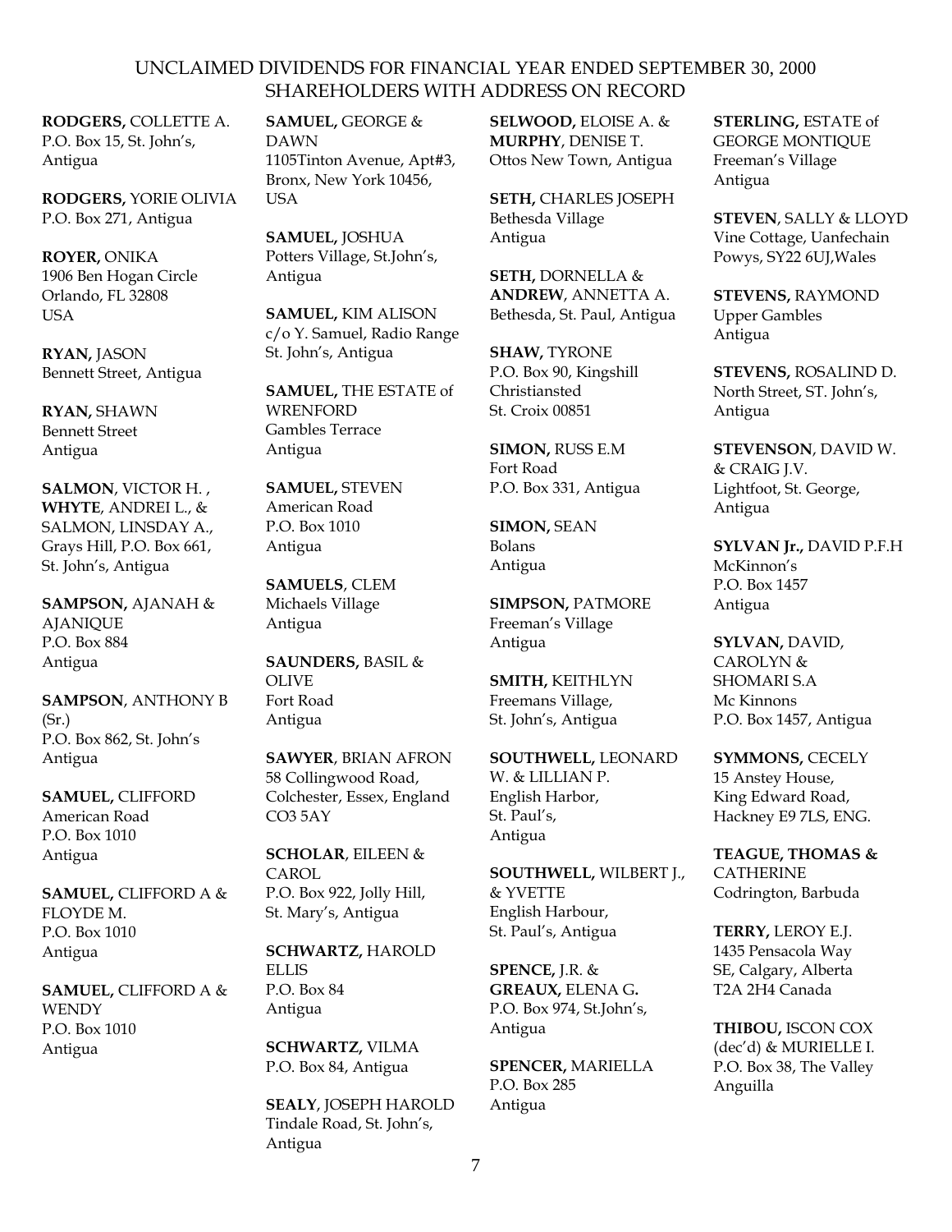UNCLAIMED DIVIDENDS FOR FINANCIAL YEAR ENDED SEPTEMBER 30, 2000
SHAREHOLDERS WITH ADDRESS ON RECORD

**RODGERS,** COLLETTE A.
P.O. Box 15, St. John's,
Antigua

**RODGERS,** YORIE OLIVIA
P.O. Box 271, Antigua

**ROYER,** ONIKA
1906 Ben Hogan Circle
Orlando, FL 32808
USA

**RYAN,** JASON
Bennett Street, Antigua

**RYAN,** SHAWN
Bennett Street
Antigua

**SALMON**, VICTOR H. ,
**WHYTE**, ANDREI L., &
SALMON, LINSDAY A.,
Grays Hill, P.O. Box 661,
St. John's, Antigua

**SAMPSON,** AJANAH &
AJANIQUE
P.O. Box 884
Antigua

**SAMPSON**, ANTHONY B
(Sr.)
P.O. Box 862, St. John's
Antigua

**SAMUEL,** CLIFFORD
American Road
P.O. Box 1010
Antigua

**SAMUEL,** CLIFFORD A &
FLOYDE M.
P.O. Box 1010
Antigua

**SAMUEL,** CLIFFORD A &
WENDY
P.O. Box 1010
Antigua

**SAMUEL,** GEORGE &
DAWN
1105Tinton Avenue, Apt#3,
Bronx, New York 10456,
USA

**SAMUEL,** JOSHUA
Potters Village, St.John's,
Antigua

**SAMUEL,** KIM ALISON
c/o Y. Samuel, Radio Range
St. John's, Antigua

**SAMUEL,** THE ESTATE of
WRENFORD
Gambles Terrace
Antigua

**SAMUEL,** STEVEN
American Road
P.O. Box 1010
Antigua

**SAMUELS**, CLEM
Michaels Village
Antigua

**SAUNDERS,** BASIL &
OLIVE
Fort Road
Antigua

**SAWYER**, BRIAN AFRON
58 Collingwood Road,
Colchester, Essex, England
CO3 5AY

**SCHOLAR**, EILEEN &
CAROL
P.O. Box 922, Jolly Hill,
St. Mary's, Antigua

**SCHWARTZ,** HAROLD
ELLIS
P.O. Box 84
Antigua

**SCHWARTZ,** VILMA
P.O. Box 84, Antigua

**SEALY**, JOSEPH HAROLD
Tindale Road, St. John's,
Antigua

**SELWOOD,** ELOISE A. &
**MURPHY**, DENISE T.
Ottos New Town, Antigua

**SETH,** CHARLES JOSEPH
Bethesda Village
Antigua

**SETH,** DORNELLA &
**ANDREW**, ANNETTA A.
Bethesda, St. Paul, Antigua

**SHAW,** TYRONE
P.O. Box 90, Kingshill
Christiansted
St. Croix 00851

**SIMON,** RUSS E.M
Fort Road
P.O. Box 331, Antigua

**SIMON,** SEAN
Bolans
Antigua

**SIMPSON,** PATMORE
Freeman's Village
Antigua

**SMITH,** KEITHLYN
Freemans Village,
St. John's, Antigua

**SOUTHWELL,** LEONARD
W. & LILLIAN P.
English Harbor,
St. Paul's,
Antigua

**SOUTHWELL,** WILBERT J.,
& YVETTE
English Harbour,
St. Paul's, Antigua

**SPENCE,** J.R. &
**GREAUX,** ELENA G**.**
P.O. Box 974, St.John's,
Antigua

**SPENCER,** MARIELLA
P.O. Box 285
Antigua

**STERLING,** ESTATE of
GEORGE MONTIQUE
Freeman's Village
Antigua

**STEVEN**, SALLY & LLOYD
Vine Cottage, Uanfechain
Powys, SY22 6UJ,Wales

**STEVENS,** RAYMOND
Upper Gambles
Antigua

**STEVENS,** ROSALIND D.
North Street, ST. John's,
Antigua

**STEVENSON**, DAVID W.
& CRAIG J.V.
Lightfoot, St. George,
Antigua

**SYLVAN Jr.,** DAVID P.F.H
McKinnon's
P.O. Box 1457
Antigua

**SYLVAN,** DAVID,
CAROLYN &
SHOMARI S.A
Mc Kinnons
P.O. Box 1457, Antigua

**SYMMONS,** CECELY
15 Anstey House,
King Edward Road,
Hackney E9 7LS, ENG.

**TEAGUE, THOMAS &**
CATHERINE
Codrington, Barbuda

**TERRY,** LEROY E.J.
1435 Pensacola Way
SE, Calgary, Alberta
T2A 2H4 Canada

**THIBOU,** ISCON COX
(dec'd) & MURIELLE I.
P.O. Box 38, The Valley
Anguilla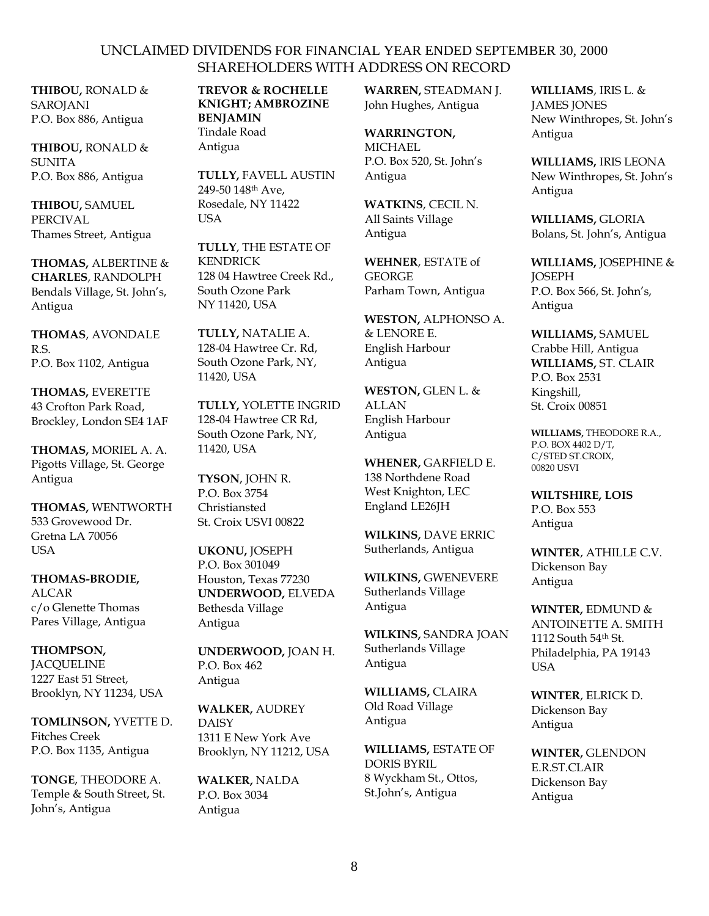UNCLAIMED DIVIDENDS FOR FINANCIAL YEAR ENDED SEPTEMBER 30, 2000
SHAREHOLDERS WITH ADDRESS ON RECORD

**THIBOU,** RONALD & SAROJANI
P.O. Box 886, Antigua

**THIBOU,** RONALD & SUNITA
P.O. Box 886, Antigua

**THIBOU,** SAMUEL PERCIVAL
Thames Street, Antigua

**THOMAS,** ALBERTINE & **CHARLES**, RANDOLPH
Bendals Village, St. John's, Antigua

**THOMAS**, AVONDALE R.S.
P.O. Box 1102, Antigua

**THOMAS,** EVERETTE
43 Crofton Park Road, Brockley, London SE4 1AF

**THOMAS,** MORIEL A. A.
Pigotts Village, St. George Antigua

**THOMAS,** WENTWORTH
533 Grovewood Dr.
Gretna LA 70056
USA

**THOMAS-BRODIE,** ALCAR
c/o Glenette Thomas
Pares Village, Antigua

**THOMPSON,** JACQUELINE
1227 East 51 Street,
Brooklyn, NY 11234, USA

**TOMLINSON,** YVETTE D.
Fitches Creek
P.O. Box 1135, Antigua

**TONGE**, THEODORE A.
Temple & South Street, St. John's, Antigua

**TREVOR & ROCHELLE KNIGHT; AMBROZINE BENJAMIN**
Tindale Road
Antigua

**TULLY,** FAVELL AUSTIN
249-50 148th Ave,
Rosedale, NY 11422
USA

**TULLY**, THE ESTATE OF KENDRICK
128 04 Hawtree Creek Rd.,
South Ozone Park
NY 11420, USA

**TULLY,** NATALIE A.
128-04 Hawtree Cr. Rd,
South Ozone Park, NY, 11420, USA

**TULLY,** YOLETTE INGRID
128-04 Hawtree CR Rd,
South Ozone Park, NY, 11420, USA

**TYSON**, JOHN R.
P.O. Box 3754
Christiansted
St. Croix USVI 00822

**UKONU,** JOSEPH
P.O. Box 301049
Houston, Texas 77230

**UNDERWOOD,** ELVEDA
Bethesda Village
Antigua

**UNDERWOOD,** JOAN H.
P.O. Box 462
Antigua

**WALKER,** AUDREY DAISY
1311 E New York Ave
Brooklyn, NY 11212, USA

**WALKER,** NALDA
P.O. Box 3034
Antigua

**WARREN,** STEADMAN J.
John Hughes, Antigua

**WARRINGTON,** MICHAEL
P.O. Box 520, St. John's Antigua

**WATKINS**, CECIL N.
All Saints Village
Antigua

**WEHNER**, ESTATE of GEORGE
Parham Town, Antigua

**WESTON,** ALPHONSO A. & LENORE E.
English Harbour
Antigua

**WESTON,** GLEN L. & ALLAN
English Harbour
Antigua

**WHENER,** GARFIELD E.
138 Northdene Road
West Knighton, LEC
England LE26JH

**WILKINS,** DAVE ERRIC
Sutherlands, Antigua

**WILKINS,** GWENEVERE
Sutherlands Village
Antigua

**WILKINS,** SANDRA JOAN
Sutherlands Village
Antigua

**WILLIAMS,** CLAIRA
Old Road Village
Antigua

**WILLIAMS,** ESTATE OF DORIS BYRIL
8 Wyckham St., Ottos, St.John's, Antigua

**WILLIAMS**, IRIS L. & JAMES JONES
New Winthropes, St. John's Antigua

**WILLIAMS,** IRIS LEONA
New Winthropes, St. John's Antigua

**WILLIAMS,** GLORIA
Bolans, St. John's, Antigua

**WILLIAMS,** JOSEPHINE & JOSEPH
P.O. Box 566, St. John's, Antigua

**WILLIAMS,** SAMUEL
Crabbe Hill, Antigua

**WILLIAMS,** ST. CLAIR
P.O. Box 2531
Kingshill,
St. Croix 00851

**WILLIAMS,** THEODORE R.A.,
P.O. BOX 4402 D/T,
C/STED ST.CROIX,
00820 USVI

**WILTSHIRE, LOIS**
P.O. Box 553
Antigua

**WINTER**, ATHILLE C.V.
Dickenson Bay
Antigua

**WINTER,** EDMUND & ANTOINETTE A. SMITH
1112 South 54th St.
Philadelphia, PA 19143
USA

**WINTER**, ELRICK D.
Dickenson Bay
Antigua

**WINTER,** GLENDON E.R.ST.CLAIR
Dickenson Bay
Antigua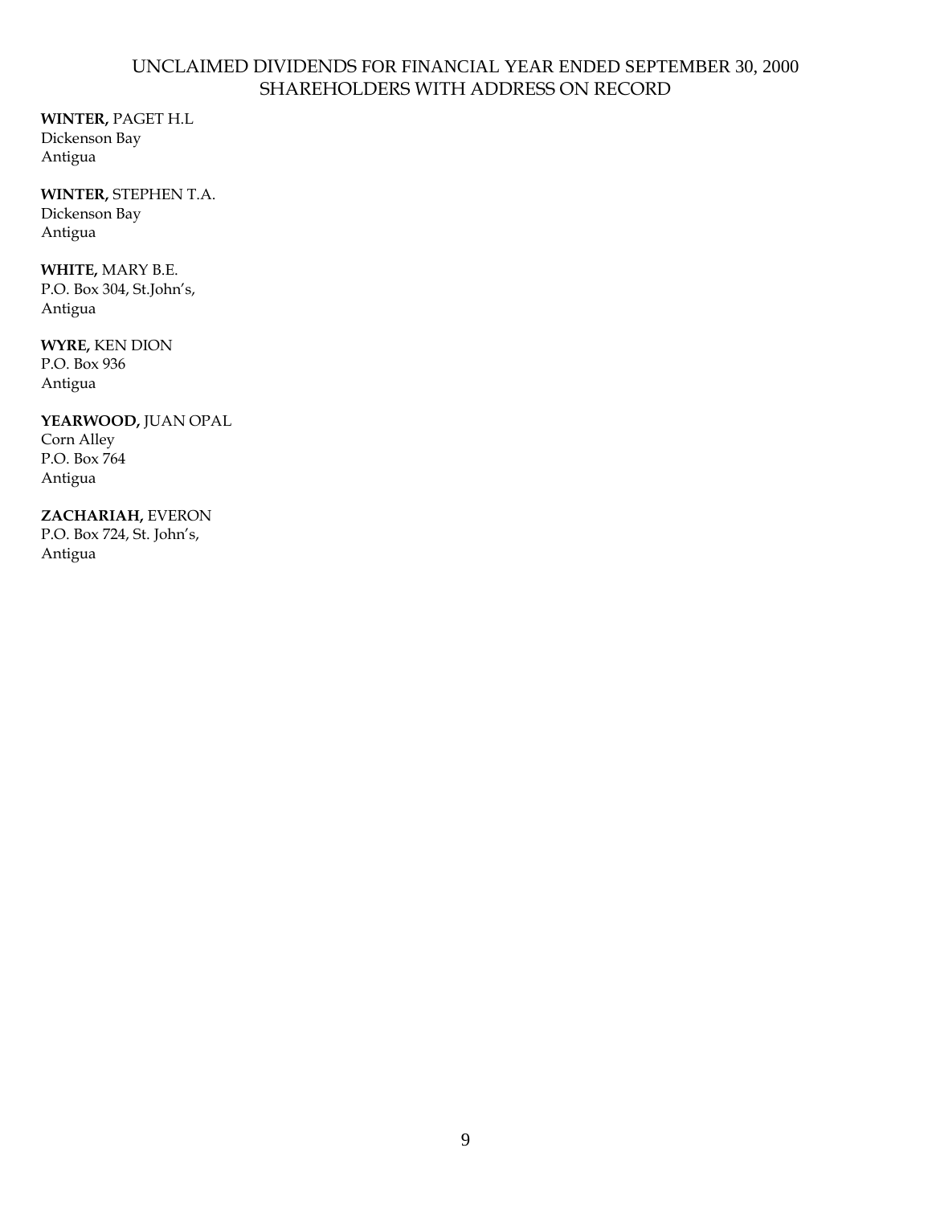UNCLAIMED DIVIDENDS FOR FINANCIAL YEAR ENDED SEPTEMBER 30, 2000
SHAREHOLDERS WITH ADDRESS ON RECORD

**WINTER,** PAGET H.L
Dickenson Bay
Antigua

**WINTER,** STEPHEN T.A.
Dickenson Bay
Antigua

**WHITE,** MARY B.E.
P.O. Box 304, St.John's,
Antigua

**WYRE,** KEN DION
P.O. Box 936
Antigua

**YEARWOOD,** JUAN OPAL
Corn Alley
P.O. Box 764
Antigua

**ZACHARIAH,** EVERON
P.O. Box 724, St. John's,
Antigua